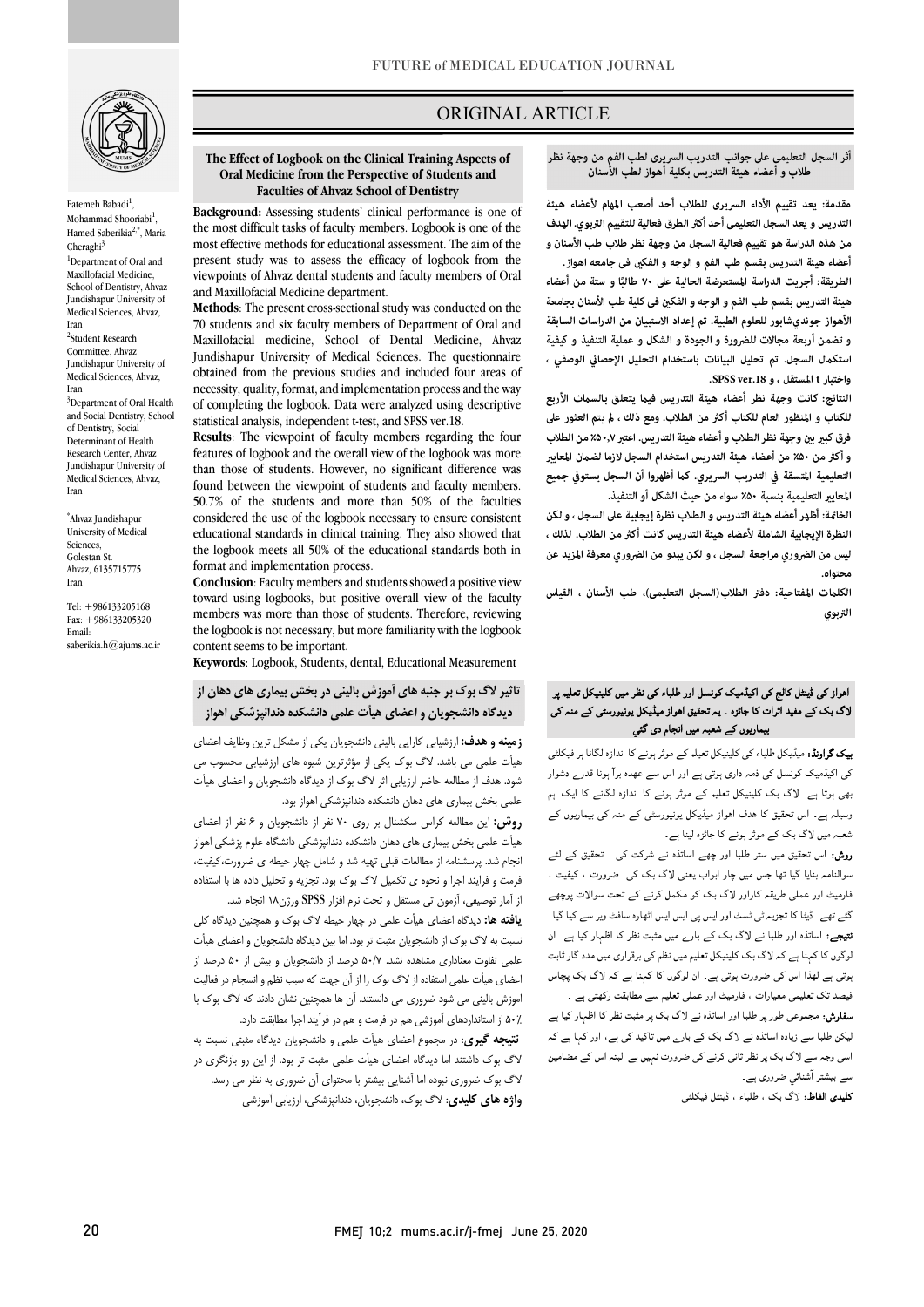ORIGINAL ARTICLE

# The Effect of Logbook on the Clinical Training Aspects of Oral Medicine from the Perspective of Students and Faculties of Ahvaz School of Dentistry

Fatemeh Babadi[1], Mohammad Shooriabi[1], Hamed Saberikia[2,*], Maria Cheraghi[3]

[1]Department of Oral and Maxillofacial Medicine, School of Dentistry, Ahvaz Jundishapur University of Medical Sciences, Ahvaz, Iran

[2]Student Research Committee, Ahvaz Jundishapur University of Medical Sciences, Ahvaz, Iran

[3]Department of Oral Health and Social Dentistry, School of Dentistry, Social Determinant of Health Research Center, Ahvaz Jundishapur University of Medical Sciences, Ahvaz, Iran

*Ahvaz Jundishapur University of Medical Sciences, Golestan St. Ahvaz, 6135715775 Iran

Tel: +986133205168
Fax: +986133205320
Email: saberikia.h@ajums.ac.ir

**Background:** Assessing students' clinical performance is one of the most difficult tasks of faculty members. Logbook is one of the most effective methods for educational assessment. The aim of the present study was to assess the efficacy of logbook from the viewpoints of Ahvaz dental students and faculty members of Oral and Maxillofacial Medicine department.

**Methods**: The present cross-sectional study was conducted on the 70 students and six faculty members of Department of Oral and Maxillofacial medicine, School of Dental Medicine, Ahvaz Jundishapur University of Medical Sciences. The questionnaire obtained from the previous studies and included four areas of necessity, quality, format, and implementation process and the way of completing the logbook. Data were analyzed using descriptive statistical analysis, independent t-test, and SPSS ver.18.

**Results**: The viewpoint of faculty members regarding the four features of logbook and the overall view of the logbook was more than those of students. However, no significant difference was found between the viewpoint of students and faculty members. 50.7% of the students and more than 50% of the faculties considered the use of the logbook necessary to ensure consistent educational standards in clinical training. They also showed that the logbook meets all 50% of the educational standards both in format and implementation process.

**Conclusion**: Faculty members and students showed a positive view toward using logbooks, but positive overall view of the faculty members was more than those of students. Therefore, reviewing the logbook is not necessary, but more familiarity with the logbook content seems to be important.

**Keywords**: Logbook, Students, dental, Educational Measurement

## أثر السجل التعليمي على جوانب التدريب السريري لطب الفم من وجهة نظر طلاب و أعضاء هيئة التدريس بكلية أهواز لطب الأسنان

**مقدمة:** يعد تقييم الأداء السريري للطلاب أحد أصعب المهام لأعضاء هيئة التدريس و يعد السجل التعليمي أحد أكثر الطرق فعالية للتقييم التربوي. الهدف من هذه الدراسة هو تقييم فعالية السجل من وجهة نظر طلاب طب الأسنان و أعضاء هيئة التدريس بقسم طب الفم و الوجه و الفكين في جامعه اهواز.

**الطريقة:** أجريت الدراسة المستعرضة الحالية على ٧٠ طالبًا و ستة من أعضاء هيئة التدريس بقسم طب الفم و الوجه و الفكين في كلية طب الأسنان بجامعة الأهواز جونديشابور للعلوم الطبية. تم إعداد الاستبيان من الدراسات السابقة و تضمن أربعة مجالات للضرورة و الجودة و الشكل و عملية التنفيذ و كيفية استكمال السجل. تم تحليل البيانات باستخدام التحليل الإحصائي الوصفي ، واختبار t المستقل ، و SPSS ver.18.

**النتائج:** كانت وجهة نظر أعضاء هيئة التدريس فيما يتعلق بالسمات الأربع للكتاب و المنظور العام للكتاب أكثر من الطلاب. ومع ذلك ، لم يتم العثور على فرق كبير بين وجهة نظر الطلاب وأعضاء هيئة التدريس. اعتبر ٥٠،٧% من الطلاب و أكثر من ٥٠% من أعضاء هيئة التدريس استخدام السجل لازما لضمان المعايير التعليمية المتسقة في التدريب السريري. كما أظهروا أن السجل يستوفي جميع المعايير التعليمية بنسبة ٥٠% سواء من حيث الشكل أو التنفيذ.

**الخاتمة:** أظهر أعضاء هيئة التدريس و الطلاب نظرة إيجابية على السجل ، و لكن النظرة الإيجابية الشاملة لأعضاء هيئة التدريس كانت أكثر من الطلاب. لذلك ، ليس من الضروري مراجعة السجل ، و لكن يبدو من الضروري معرفة المزيد عن محتواه.

**الكلمات المفتاحية:** دفتر الطلاب(السجل التعليمي)، طب الأسنان ، القياس التربوي

## تاثیر لاگ بوک بر جنبه های آموزش بالینی در بخش بیماری های دهان از دیدگاه دانشجویان و اعضای هیأت علمی دانشکده دندانپزشکی اهواز

**زمینه و هدف:** ارزشیابی کارایی بالینی دانشجویان یکی از مشکل ترین وظایف اعضای هیأت علمی می باشد. لاگ بوک یکی از مؤثرترین شیوه های ارزشیابی محسوب می شود. هدف از مطالعه حاضر ارزیابی اثر لاگ بوک از دیدگاه دانشجویان و اعضای هیأت علمی بخش بیماری های دهان دانشکده دندانپزشکی اهواز بود.

**روش:** این مطالعه کراس سکشنال بر روی ۷۰ نفر از دانشجویان و ۶ نفر از اعضای هیأت علمی بخش بیماری های دهان دانشکده دندانپزشکی دانشگاه علوم پزشکی اهواز انجام شد. پرسشنامه از مطالعات قبلی تهیه شد و شامل چهار حیطه ی ضرورت،کیفیت، فرمت و فرایند اجرا و نحوه ی تکمیل لاگ بوک بود. تجزیه و تحلیل داده ها با استفاده از آمار توصیفی، آزمون تی مستقل و تحت نرم افزار SPSS ورژن۱۸ انجام شد.

**یافته ها:** دیدگاه اعضای هیأت علمی در چهار حیطه لاگ بوک و همچنین دیدگاه کلی نسبت به لاگ بوک از دانشجویان مثبت تر بود. اما بین دیدگاه دانشجویان و اعضای هیأت علمی تفاوت معناداری مشاهده نشد. ۵۰/۷ درصد از دانشجویان و بیش از ۵۰ درصد از اعضای هیأت علمی استفاده از لاگ بوکی را از آن جهت که سبب نظم و انسجام در فعالیت آموزش بالینی می شود ضروری می دانستند. آن ها همچنین نشان دادند که لاگ بوک با ۵۰٪ از استانداردهای آموزشی هم در فرمت و هم در فرآیند اجرا مطابقت دارد.

**نتیجه گیری:** در مجموع اعضای هیأت علمی و دانشجویان دیدگاه مثبتی نسبت به لاگ بوک داشتند اما دیدگاه اعضای هیأت علمی مثبت تر بود. از این رو بازنگری در لاگ بوک ضروری نبوده اما آشنایی بیشتر با محتوای آن ضروری به نظر می رسد.

**واژه های کلیدی:** لاگ بوک، دانشجویان، دندانپزشکی، ارزیابی آموزشی

## اهواز کی ڈینٹل کالج کی اکیڈمیک کونسل اور طلباء کی نظر میں کلینیکل تعلیم پر لاگ بک کے مفید اثرات کا جائزہ ۔ یہ تحقیق اهواز میڈیکل یونیورسٹی کے منہ کی بیماریوں کے شعبہ میں انجام دی گئي

**بیک گراونڈ:** میڈیکل طلباء کی کلینیکل تعلیم کے موثر ہونے کا اندازہ لگانا ہر فیکلٹی کی اکیڈمیک کونسل کی ذمہ داری ہوتی ہے اور اس سے عہدہ برآ ہونا قدرے دشوار بھی ہوتا ہے۔ لاگ بک کلینیکل تعلیم کے موثر ہونے کا اندازہ لگانے کا ایک اہم وسیلہ ہے۔ اس تحقیق کا هدف اهواز میڈیکل یونیورسٹی کے منہ کی بیماریوں کے شعبہ میں لاگ بک کے موثر ہونے کا جائزہ لینا ہے۔

**روش:** اس تحقیق میں ستر طلبا اور چھے اساتذہ نے شرکت کی ۔ تحقیق کے لئے سوالنامہ بنایا گیا تھا جس میں چار ابواب یعنی لاگ بک کی ضرورت ، کیفیت ، فارمیٹ اور عملی طریقہ کاراور لاگ بک کو مکمل کرنے کے تحت سوالات پوچھے گئے تھے۔ ڈیٹا کا تجزیہ ٹی ٹسٹ اور ایس پی ایس ایس اٹھارہ سافٹ ویر سے کیا گیا۔

**نتیجے:** اساتذہ اور طلبا نے لاگ بک کے بارے میں مثبت نظر کا اظہار کیا ہے۔ ان لوگوں کا کہنا ہے کہ لاگ بک کلینیکل تعلیم میں نظم کی برقراری میں مدد گار ثابت ہوتی ہے لھذا اس کی ضرورت ہوتی ہے۔ ان لوگوں کا کہنا ہے کہ لاگ بک پچاس فیصد تک تعلیمی معیارات ، فارمیٹ اور عملی تعلیم سے مطابقت رکھتی ہے ۔

**سفارش:** مجموعی طور پر طلبا اور اساتذہ نے لاگ بک پر مثبت نظر کا اظہار کیا ہے لیکن طلبا سے زیادہ اساتذہ نے لاگ بک کے بارے میں تاکید کی ہے، اور کہا ہے کہ اسی وجہ سے لاگ بک پر نظر ثانی کرنے کی ضرورت نہیں ہے البتہ اس کے مضامین سے بیشتر آشنائي ضروری ہے۔

**کلیدی الفاظ:** لاگ بک ، طلباء ، ڈینٹل فیکلٹی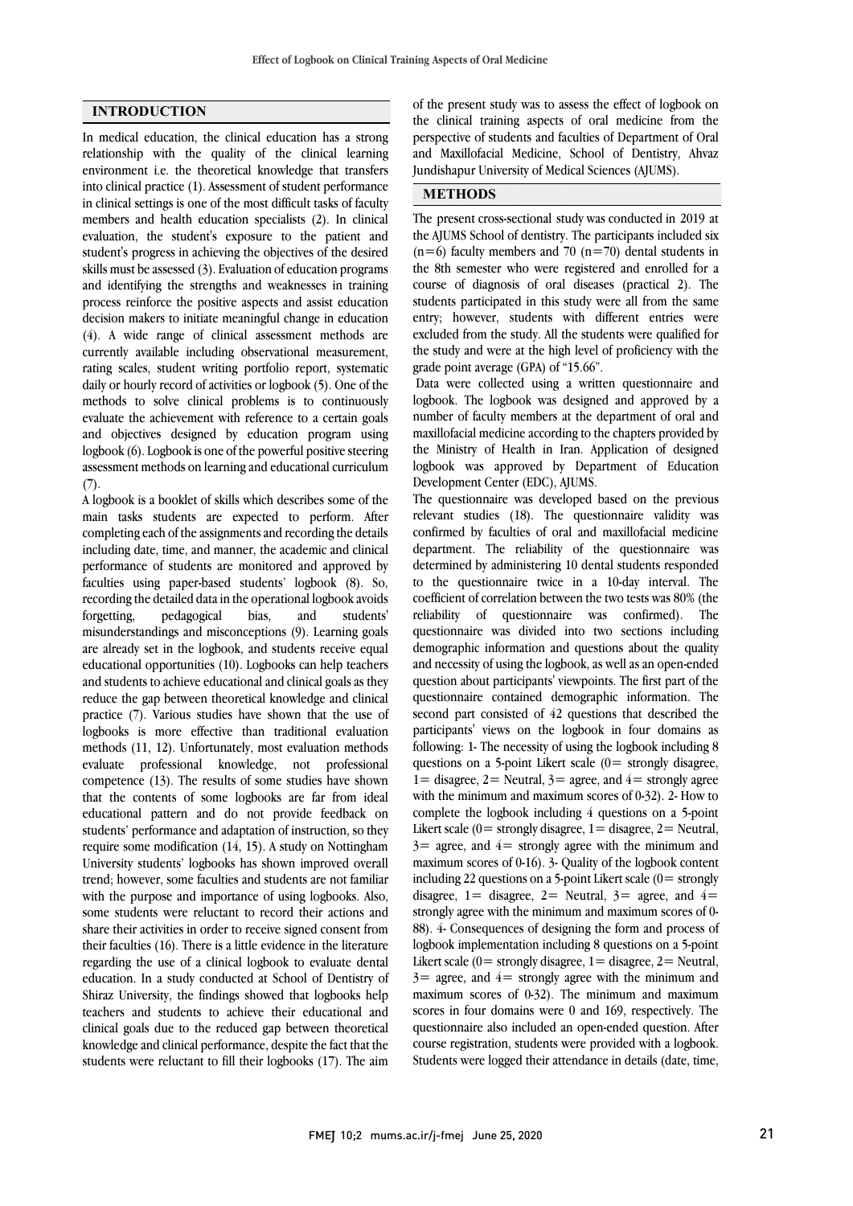## INTRODUCTION

In medical education, the clinical education has a strong relationship with the quality of the clinical learning environment i.e. the theoretical knowledge that transfers into clinical practice (1). Assessment of student performance in clinical settings is one of the most difficult tasks of faculty members and health education specialists (2). In clinical evaluation, the student's exposure to the patient and student's progress in achieving the objectives of the desired skills must be assessed (3). Evaluation of education programs and identifying the strengths and weaknesses in training process reinforce the positive aspects and assist education decision makers to initiate meaningful change in education (4). A wide range of clinical assessment methods are currently available including observational measurement, rating scales, student writing portfolio report, systematic daily or hourly record of activities or logbook (5). One of the methods to solve clinical problems is to continuously evaluate the achievement with reference to a certain goals and objectives designed by education program using logbook (6). Logbook is one of the powerful positive steering assessment methods on learning and educational curriculum (7).

A logbook is a booklet of skills which describes some of the main tasks students are expected to perform. After completing each of the assignments and recording the details including date, time, and manner, the academic and clinical performance of students are monitored and approved by faculties using paper-based students' logbook (8). So, recording the detailed data in the operational logbook avoids forgetting, pedagogical bias, and students' misunderstandings and misconceptions (9). Learning goals are already set in the logbook, and students receive equal educational opportunities (10). Logbooks can help teachers and students to achieve educational and clinical goals as they reduce the gap between theoretical knowledge and clinical practice (7). Various studies have shown that the use of logbooks is more effective than traditional evaluation methods (11, 12). Unfortunately, most evaluation methods evaluate professional knowledge, not professional competence (13). The results of some studies have shown that the contents of some logbooks are far from ideal educational pattern and do not provide feedback on students' performance and adaptation of instruction, so they require some modification (14, 15). A study on Nottingham University students' logbooks has shown improved overall trend; however, some faculties and students are not familiar with the purpose and importance of using logbooks. Also, some students were reluctant to record their actions and share their activities in order to receive signed consent from their faculties (16). There is a little evidence in the literature regarding the use of a clinical logbook to evaluate dental education. In a study conducted at School of Dentistry of Shiraz University, the findings showed that logbooks help teachers and students to achieve their educational and clinical goals due to the reduced gap between theoretical knowledge and clinical performance, despite the fact that the students were reluctant to fill their logbooks (17). The aim of the present study was to assess the effect of logbook on the clinical training aspects of oral medicine from the perspective of students and faculties of Department of Oral and Maxillofacial Medicine, School of Dentistry, Ahvaz Jundishapur University of Medical Sciences (AJUMS).

## METHODS

The present cross-sectional study was conducted in 2019 at the AJUMS School of dentistry. The participants included six (n=6) faculty members and 70 (n=70) dental students in the 8th semester who were registered and enrolled for a course of diagnosis of oral diseases (practical 2). The students participated in this study were all from the same entry; however, students with different entries were excluded from the study. All the students were qualified for the study and were at the high level of proficiency with the grade point average (GPA) of "15.66".

Data were collected using a written questionnaire and logbook. The logbook was designed and approved by a number of faculty members at the department of oral and maxillofacial medicine according to the chapters provided by the Ministry of Health in Iran. Application of designed logbook was approved by Department of Education Development Center (EDC), AJUMS.

The questionnaire was developed based on the previous relevant studies (18). The questionnaire validity was confirmed by faculties of oral and maxillofacial medicine department. The reliability of the questionnaire was determined by administering 10 dental students responded to the questionnaire twice in a 10-day interval. The coefficient of correlation between the two tests was 80% (the reliability of questionnaire was confirmed). The questionnaire was divided into two sections including demographic information and questions about the quality and necessity of using the logbook, as well as an open-ended question about participants' viewpoints. The first part of the questionnaire contained demographic information. The second part consisted of 42 questions that described the participants' views on the logbook in four domains as following: 1- The necessity of using the logbook including 8 questions on a 5-point Likert scale (0= strongly disagree, 1= disagree, 2= Neutral, 3= agree, and 4= strongly agree with the minimum and maximum scores of 0-32). 2- How to complete the logbook including 4 questions on a 5-point Likert scale (0= strongly disagree, 1= disagree, 2= Neutral, 3= agree, and 4= strongly agree with the minimum and maximum scores of 0-16). 3- Quality of the logbook content including 22 questions on a 5-point Likert scale (0= strongly disagree, 1= disagree, 2= Neutral, 3= agree, and 4= strongly agree with the minimum and maximum scores of 0-88). 4- Consequences of designing the form and process of logbook implementation including 8 questions on a 5-point Likert scale (0= strongly disagree, 1= disagree, 2= Neutral, 3= agree, and 4= strongly agree with the minimum and maximum scores of 0-32). The minimum and maximum scores in four domains were 0 and 169, respectively. The questionnaire also included an open-ended question. After course registration, students were provided with a logbook. Students were logged their attendance in details (date, time,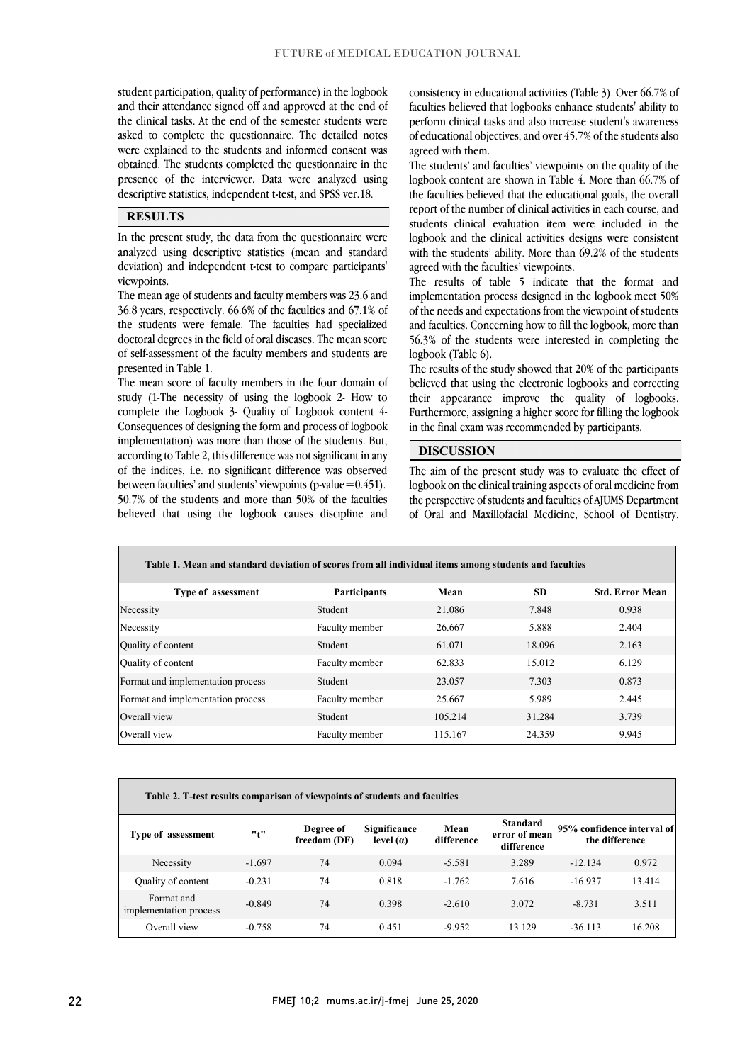student participation, quality of performance) in the logbook and their attendance signed off and approved at the end of the clinical tasks. At the end of the semester students were asked to complete the questionnaire. The detailed notes were explained to the students and informed consent was obtained. The students completed the questionnaire in the presence of the interviewer. Data were analyzed using descriptive statistics, independent t-test, and SPSS ver.18.

## RESULTS

In the present study, the data from the questionnaire were analyzed using descriptive statistics (mean and standard deviation) and independent t-test to compare participants' viewpoints.

The mean age of students and faculty members was 23.6 and 36.8 years, respectively. 66.6% of the faculties and 67.1% of the students were female. The faculties had specialized doctoral degrees in the field of oral diseases. The mean score of self-assessment of the faculty members and students are presented in Table 1.

The mean score of faculty members in the four domain of study (1-The necessity of using the logbook 2- How to complete the Logbook 3- Quality of Logbook content 4- Consequences of designing the form and process of logbook implementation) was more than those of the students. But, according to Table 2, this difference was not significant in any of the indices, i.e. no significant difference was observed between faculties' and students' viewpoints (p-value=0.451).

50.7% of the students and more than 50% of the faculties believed that using the logbook causes discipline and consistency in educational activities (Table 3). Over 66.7% of faculties believed that logbooks enhance students' ability to perform clinical tasks and also increase student's awareness of educational objectives, and over 45.7% of the students also agreed with them.

The students' and faculties' viewpoints on the quality of the logbook content are shown in Table 4. More than 66.7% of the faculties believed that the educational goals, the overall report of the number of clinical activities in each course, and students clinical evaluation item were included in the logbook and the clinical activities designs were consistent with the students' ability. More than 69.2% of the students agreed with the faculties' viewpoints.

The results of table 5 indicate that the format and implementation process designed in the logbook meet 50% of the needs and expectations from the viewpoint of students and faculties. Concerning how to fill the logbook, more than 56.3% of the students were interested in completing the logbook (Table 6).

The results of the study showed that 20% of the participants believed that using the electronic logbooks and correcting their appearance improve the quality of logbooks. Furthermore, assigning a higher score for filling the logbook in the final exam was recommended by participants.

## DISCUSSION

The aim of the present study was to evaluate the effect of logbook on the clinical training aspects of oral medicine from the perspective of students and faculties of AJUMS Department of Oral and Maxillofacial Medicine, School of Dentistry.

**Table 1. Mean and standard deviation of scores from all individual items among students and faculties**

| Type of assessment | Participants | Mean | SD | Std. Error Mean |
|---|---|---|---|---|
| Necessity | Student | 21.086 | 7.848 | 0.938 |
| Necessity | Faculty member | 26.667 | 5.888 | 2.404 |
| Quality of content | Student | 61.071 | 18.096 | 2.163 |
| Quality of content | Faculty member | 62.833 | 15.012 | 6.129 |
| Format and implementation process | Student | 23.057 | 7.303 | 0.873 |
| Format and implementation process | Faculty member | 25.667 | 5.989 | 2.445 |
| Overall view | Student | 105.214 | 31.284 | 3.739 |
| Overall view | Faculty member | 115.167 | 24.359 | 9.945 |

**Table 2. T-test results comparison of viewpoints of students and faculties**

| Type of assessment | "t" | Degree of freedom (DF) | Significance level (α) | Mean difference | Standard error of mean difference | 95% confidence interval of the difference | |
|---|---|---|---|---|---|---|---|
| Necessity | -1.697 | 74 | 0.094 | -5.581 | 3.289 | -12.134 | 0.972 |
| Quality of content | -0.231 | 74 | 0.818 | -1.762 | 7.616 | -16.937 | 13.414 |
| Format and implementation process | -0.849 | 74 | 0.398 | -2.610 | 3.072 | -8.731 | 3.511 |
| Overall view | -0.758 | 74 | 0.451 | -9.952 | 13.129 | -36.113 | 16.208 |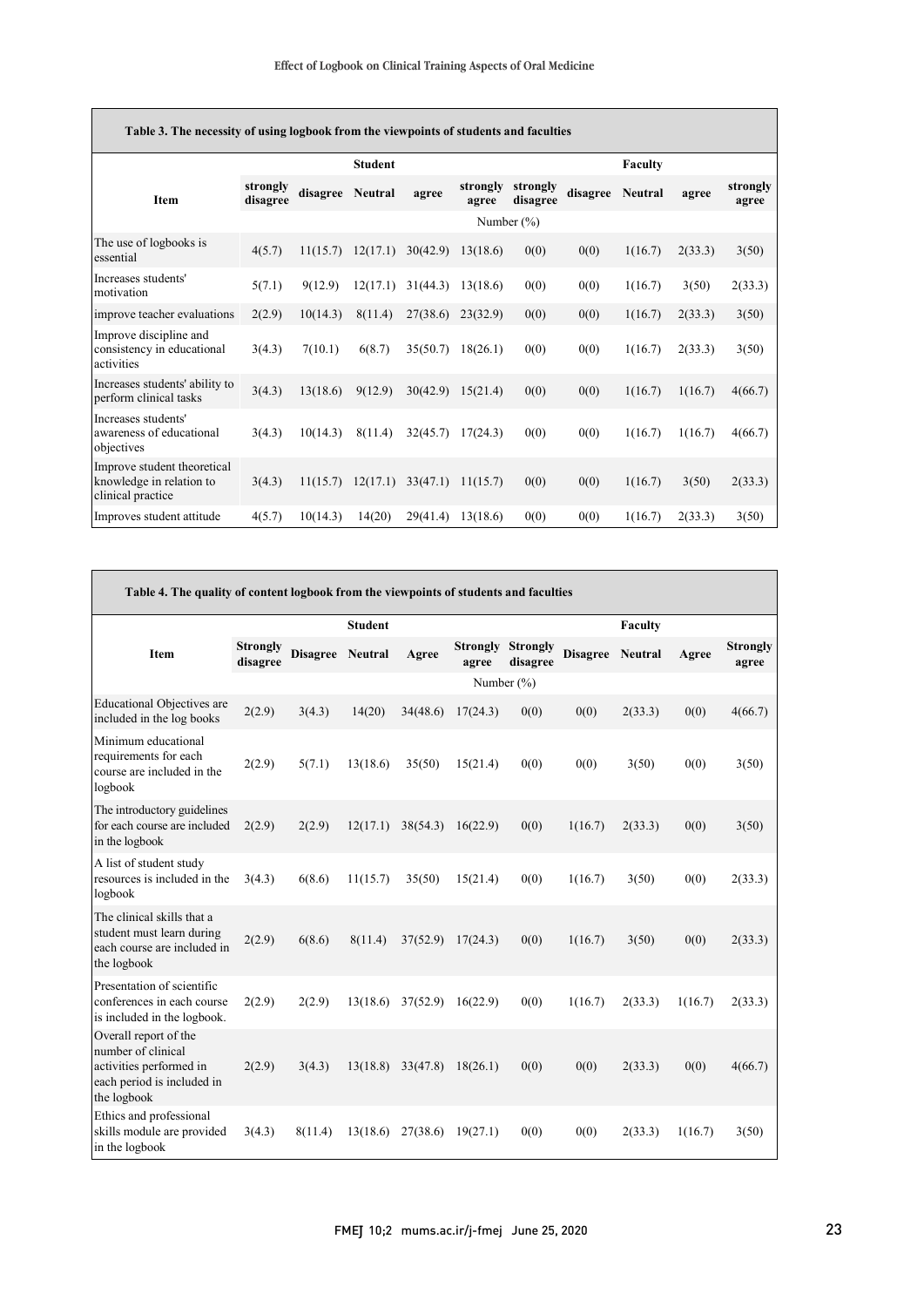**Table 3. The necessity of using logbook from the viewpoints of students and faculties**

| Item | Student | | | | | Faculty | | | | |
|---|---|---|---|---|---|---|---|---|---|---|
| | strongly disagree | disagree | Neutral | agree | strongly agree | strongly disagree | disagree | Neutral | agree | strongly agree |
| | Number (%) | | | | | | | | | |
| The use of logbooks is essential | 4(5.7) | 11(15.7) | 12(17.1) | 30(42.9) | 13(18.6) | 0(0) | 0(0) | 1(16.7) | 2(33.3) | 3(50) |
| Increases students' motivation | 5(7.1) | 9(12.9) | 12(17.1) | 31(44.3) | 13(18.6) | 0(0) | 0(0) | 1(16.7) | 3(50) | 2(33.3) |
| improve teacher evaluations | 2(2.9) | 10(14.3) | 8(11.4) | 27(38.6) | 23(32.9) | 0(0) | 0(0) | 1(16.7) | 2(33.3) | 3(50) |
| Improve discipline and consistency in educational activities | 3(4.3) | 7(10.1) | 6(8.7) | 35(50.7) | 18(26.1) | 0(0) | 0(0) | 1(16.7) | 2(33.3) | 3(50) |
| Increases students' ability to perform clinical tasks | 3(4.3) | 13(18.6) | 9(12.9) | 30(42.9) | 15(21.4) | 0(0) | 0(0) | 1(16.7) | 1(16.7) | 4(66.7) |
| Increases students' awareness of educational objectives | 3(4.3) | 10(14.3) | 8(11.4) | 32(45.7) | 17(24.3) | 0(0) | 0(0) | 1(16.7) | 1(16.7) | 4(66.7) |
| Improve student theoretical knowledge in relation to clinical practice | 3(4.3) | 11(15.7) | 12(17.1) | 33(47.1) | 11(15.7) | 0(0) | 0(0) | 1(16.7) | 3(50) | 2(33.3) |
| Improves student attitude | 4(5.7) | 10(14.3) | 14(20) | 29(41.4) | 13(18.6) | 0(0) | 0(0) | 1(16.7) | 2(33.3) | 3(50) |

**Table 4. The quality of content logbook from the viewpoints of students and faculties**

| Item | Student | | | | | Faculty | | | | |
|---|---|---|---|---|---|---|---|---|---|---|
| | Strongly disagree | Disagree | Neutral | Agree | Strongly agree | Strongly disagree | Disagree | Neutral | Agree | Strongly agree |
| | Number (%) | | | | | | | | | |
| Educational Objectives are included in the log books | 2(2.9) | 3(4.3) | 14(20) | 34(48.6) | 17(24.3) | 0(0) | 0(0) | 2(33.3) | 0(0) | 4(66.7) |
| Minimum educational requirements for each course are included in the logbook | 2(2.9) | 5(7.1) | 13(18.6) | 35(50) | 15(21.4) | 0(0) | 0(0) | 3(50) | 0(0) | 3(50) |
| The introductory guidelines for each course are included in the logbook | 2(2.9) | 2(2.9) | 12(17.1) | 38(54.3) | 16(22.9) | 0(0) | 1(16.7) | 2(33.3) | 0(0) | 3(50) |
| A list of student study resources is included in the logbook | 3(4.3) | 6(8.6) | 11(15.7) | 35(50) | 15(21.4) | 0(0) | 1(16.7) | 3(50) | 0(0) | 2(33.3) |
| The clinical skills that a student must learn during each course are included in the logbook | 2(2.9) | 6(8.6) | 8(11.4) | 37(52.9) | 17(24.3) | 0(0) | 1(16.7) | 3(50) | 0(0) | 2(33.3) |
| Presentation of scientific conferences in each course is included in the logbook. | 2(2.9) | 2(2.9) | 13(18.6) | 37(52.9) | 16(22.9) | 0(0) | 1(16.7) | 2(33.3) | 1(16.7) | 2(33.3) |
| Overall report of the number of clinical activities performed in each period is included in the logbook | 2(2.9) | 3(4.3) | 13(18.8) | 33(47.8) | 18(26.1) | 0(0) | 0(0) | 2(33.3) | 0(0) | 4(66.7) |
| Ethics and professional skills module are provided in the logbook | 3(4.3) | 8(11.4) | 13(18.6) | 27(38.6) | 19(27.1) | 0(0) | 0(0) | 2(33.3) | 1(16.7) | 3(50) |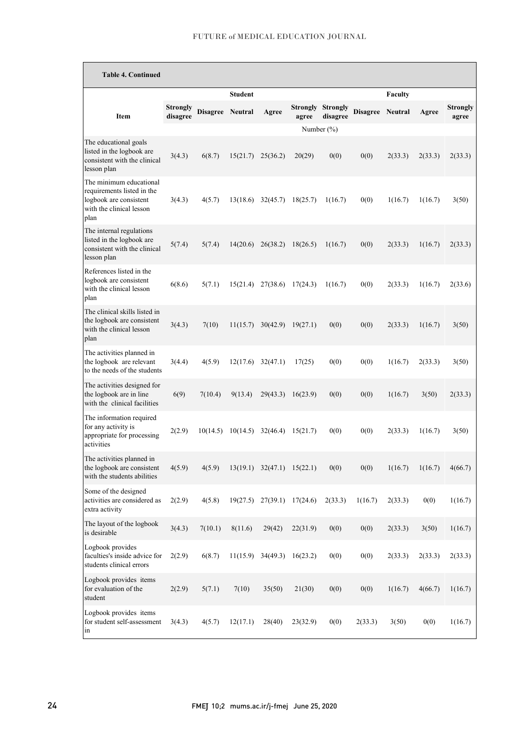**Table 4. Continued**

| Item | Student | | | | | Faculty | | | | |
|---|---|---|---|---|---|---|---|---|---|---|
| | Strongly disagree | Disagree | Neutral | Agree | Strongly agree | Strongly disagree | Disagree | Neutral | Agree | Strongly agree |
| | Number (%) | | | | | | | | | |
| The educational goals listed in the logbook are consistent with the clinical lesson plan | 3(4.3) | 6(8.7) | 15(21.7) | 25(36.2) | 20(29) | 0(0) | 0(0) | 2(33.3) | 2(33.3) | 2(33.3) |
| The minimum educational requirements listed in the logbook are consistent with the clinical lesson plan | 3(4.3) | 4(5.7) | 13(18.6) | 32(45.7) | 18(25.7) | 1(16.7) | 0(0) | 1(16.7) | 1(16.7) | 3(50) |
| The internal regulations listed in the logbook are consistent with the clinical lesson plan | 5(7.4) | 5(7.4) | 14(20.6) | 26(38.2) | 18(26.5) | 1(16.7) | 0(0) | 2(33.3) | 1(16.7) | 2(33.3) |
| References listed in the logbook are consistent with the clinical lesson plan | 6(8.6) | 5(7.1) | 15(21.4) | 27(38.6) | 17(24.3) | 1(16.7) | 0(0) | 2(33.3) | 1(16.7) | 2(33.6) |
| The clinical skills listed in the logbook are consistent with the clinical lesson plan | 3(4.3) | 7(10) | 11(15.7) | 30(42.9) | 19(27.1) | 0(0) | 0(0) | 2(33.3) | 1(16.7) | 3(50) |
| The activities planned in the logbook are relevant to the needs of the students | 3(4.4) | 4(5.9) | 12(17.6) | 32(47.1) | 17(25) | 0(0) | 0(0) | 1(16.7) | 2(33.3) | 3(50) |
| The activities designed for the logbook are in line with the clinical facilities | 6(9) | 7(10.4) | 9(13.4) | 29(43.3) | 16(23.9) | 0(0) | 0(0) | 1(16.7) | 3(50) | 2(33.3) |
| The information required for any activity is appropriate for processing activities | 2(2.9) | 10(14.5) | 10(14.5) | 32(46.4) | 15(21.7) | 0(0) | 0(0) | 2(33.3) | 1(16.7) | 3(50) |
| The activities planned in the logbook are consistent with the students abilities | 4(5.9) | 4(5.9) | 13(19.1) | 32(47.1) | 15(22.1) | 0(0) | 0(0) | 1(16.7) | 1(16.7) | 4(66.7) |
| Some of the designed activities are considered as extra activity | 2(2.9) | 4(5.8) | 19(27.5) | 27(39.1) | 17(24.6) | 2(33.3) | 1(16.7) | 2(33.3) | 0(0) | 1(16.7) |
| The layout of the logbook is desirable | 3(4.3) | 7(10.1) | 8(11.6) | 29(42) | 22(31.9) | 0(0) | 0(0) | 2(33.3) | 3(50) | 1(16.7) |
| Logbook provides faculties's inside advice for students clinical errors | 2(2.9) | 6(8.7) | 11(15.9) | 34(49.3) | 16(23.2) | 0(0) | 0(0) | 2(33.3) | 2(33.3) | 2(33.3) |
| Logbook provides items for evaluation of the student | 2(2.9) | 5(7.1) | 7(10) | 35(50) | 21(30) | 0(0) | 0(0) | 1(16.7) | 4(66.7) | 1(16.7) |
| Logbook provides items for student self-assessment in | 3(4.3) | 4(5.7) | 12(17.1) | 28(40) | 23(32.9) | 0(0) | 2(33.3) | 3(50) | 0(0) | 1(16.7) |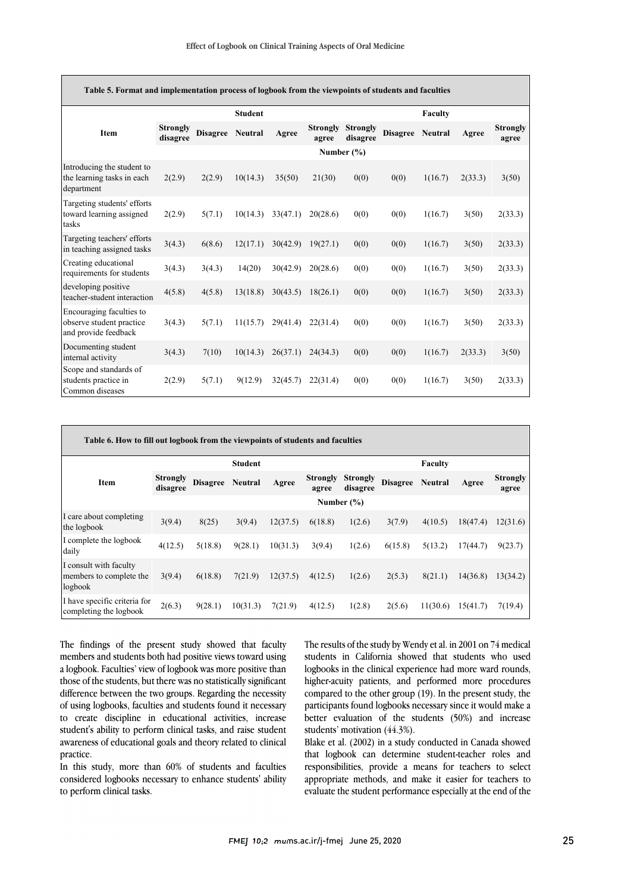**Table 5. Format and implementation process of logbook from the viewpoints of students and faculties**

| Item | Student | | | | | Faculty | | | | |
|---|---|---|---|---|---|---|---|---|---|---|
| | Strongly disagree | Disagree | Neutral | Agree | Strongly agree | Strongly disagree | Disagree | Neutral | Agree | Strongly agree |
| | Number (%) | | | | | | | | | |
| Introducing the student to the learning tasks in each department | 2(2.9) | 2(2.9) | 10(14.3) | 35(50) | 21(30) | 0(0) | 0(0) | 1(16.7) | 2(33.3) | 3(50) |
| Targeting students' efforts toward learning assigned tasks | 2(2.9) | 5(7.1) | 10(14.3) | 33(47.1) | 20(28.6) | 0(0) | 0(0) | 1(16.7) | 3(50) | 2(33.3) |
| Targeting teachers' efforts in teaching assigned tasks | 3(4.3) | 6(8.6) | 12(17.1) | 30(42.9) | 19(27.1) | 0(0) | 0(0) | 1(16.7) | 3(50) | 2(33.3) |
| Creating educational requirements for students | 3(4.3) | 3(4.3) | 14(20) | 30(42.9) | 20(28.6) | 0(0) | 0(0) | 1(16.7) | 3(50) | 2(33.3) |
| developing positive teacher-student interaction | 4(5.8) | 4(5.8) | 13(18.8) | 30(43.5) | 18(26.1) | 0(0) | 0(0) | 1(16.7) | 3(50) | 2(33.3) |
| Encouraging faculties to observe student practice and provide feedback | 3(4.3) | 5(7.1) | 11(15.7) | 29(41.4) | 22(31.4) | 0(0) | 0(0) | 1(16.7) | 3(50) | 2(33.3) |
| Documenting student internal activity | 3(4.3) | 7(10) | 10(14.3) | 26(37.1) | 24(34.3) | 0(0) | 0(0) | 1(16.7) | 2(33.3) | 3(50) |
| Scope and standards of students practice in Common diseases | 2(2.9) | 5(7.1) | 9(12.9) | 32(45.7) | 22(31.4) | 0(0) | 0(0) | 1(16.7) | 3(50) | 2(33.3) |

**Table 6. How to fill out logbook from the viewpoints of students and faculties**

| Item | Student | | | | | Faculty | | | | |
|---|---|---|---|---|---|---|---|---|---|---|
| | Strongly disagree | Disagree | Neutral | Agree | Strongly agree | Strongly disagree | Disagree | Neutral | Agree | Strongly agree |
| | Number (%) | | | | | | | | | |
| I care about completing the logbook | 3(9.4) | 8(25) | 3(9.4) | 12(37.5) | 6(18.8) | 1(2.6) | 3(7.9) | 4(10.5) | 18(47.4) | 12(31.6) |
| I complete the logbook daily | 4(12.5) | 5(18.8) | 9(28.1) | 10(31.3) | 3(9.4) | 1(2.6) | 6(15.8) | 5(13.2) | 17(44.7) | 9(23.7) |
| I consult with faculty members to complete the logbook | 3(9.4) | 6(18.8) | 7(21.9) | 12(37.5) | 4(12.5) | 1(2.6) | 2(5.3) | 8(21.1) | 14(36.8) | 13(34.2) |
| I have specific criteria for completing the logbook | 2(6.3) | 9(28.1) | 10(31.3) | 7(21.9) | 4(12.5) | 1(2.8) | 2(5.6) | 11(30.6) | 15(41.7) | 7(19.4) |

The findings of the present study showed that faculty members and students both had positive views toward using a logbook. Faculties' view of logbook was more positive than those of the students, but there was no statistically significant difference between the two groups. Regarding the necessity of using logbooks, faculties and students found it necessary to create discipline in educational activities, increase student's ability to perform clinical tasks, and raise student awareness of educational goals and theory related to clinical practice.

In this study, more than 60% of students and faculties considered logbooks necessary to enhance students' ability to perform clinical tasks.

The results of the study by Wendy et al. in 2001 on 74 medical students in California showed that students who used logbooks in the clinical experience had more ward rounds, higher-acuity patients, and performed more procedures compared to the other group (19). In the present study, the participants found logbooks necessary since it would make a better evaluation of the students (50%) and increase students' motivation (44.3%).

Blake et al. (2002) in a study conducted in Canada showed that logbook can determine student-teacher roles and responsibilities, provide a means for teachers to select appropriate methods, and make it easier for teachers to evaluate the student performance especially at the end of the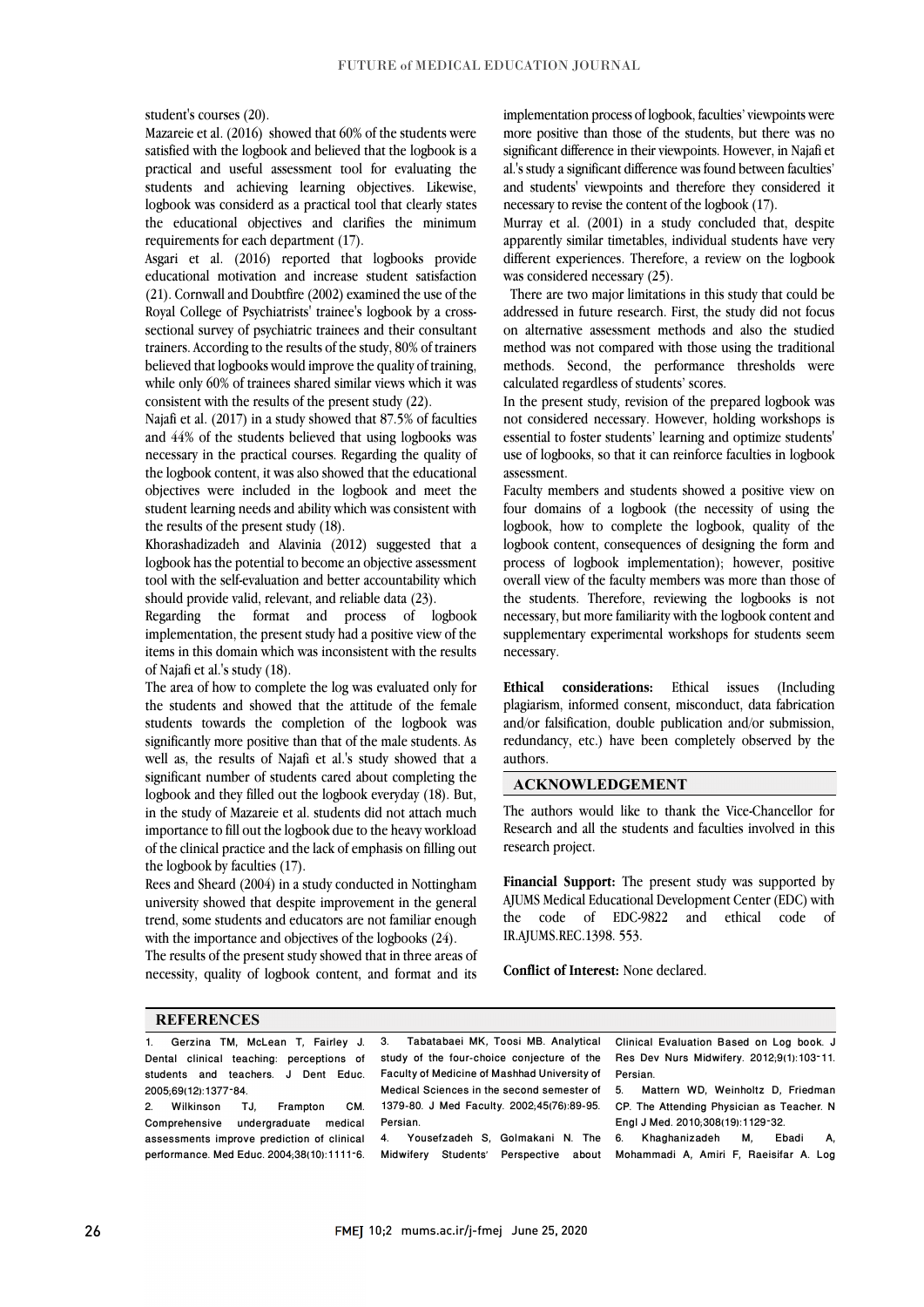student's courses (20).

Mazareie et al. (2016) showed that 60% of the students were satisfied with the logbook and believed that the logbook is a practical and useful assessment tool for evaluating the students and achieving learning objectives. Likewise, logbook was considerd as a practical tool that clearly states the educational objectives and clarifies the minimum requirements for each department (17).

Asgari et al. (2016) reported that logbooks provide educational motivation and increase student satisfaction (21). Cornwall and Doubtfire (2002) examined the use of the Royal College of Psychiatrists' trainee's logbook by a cross-sectional survey of psychiatric trainees and their consultant trainers. According to the results of the study, 80% of trainers believed that logbooks would improve the quality of training, while only 60% of trainees shared similar views which it was consistent with the results of the present study (22).

Najafi et al. (2017) in a study showed that 87.5% of faculties and 44% of the students believed that using logbooks was necessary in the practical courses. Regarding the quality of the logbook content, it was also showed that the educational objectives were included in the logbook and meet the student learning needs and ability which was consistent with the results of the present study (18).

Khorashadizadeh and Alavinia (2012) suggested that a logbook has the potential to become an objective assessment tool with the self-evaluation and better accountability which should provide valid, relevant, and reliable data (23).

Regarding the format and process of logbook implementation, the present study had a positive view of the items in this domain which was inconsistent with the results of Najafi et al.'s study (18).

The area of how to complete the log was evaluated only for the students and showed that the attitude of the female students towards the completion of the logbook was significantly more positive than that of the male students. As well as, the results of Najafi et al.'s study showed that a significant number of students cared about completing the logbook and they filled out the logbook everyday (18). But, in the study of Mazareie et al. students did not attach much importance to fill out the logbook due to the heavy workload of the clinical practice and the lack of emphasis on filling out the logbook by faculties (17).

Rees and Sheard (2004) in a study conducted in Nottingham university showed that despite improvement in the general trend, some students and educators are not familiar enough with the importance and objectives of the logbooks (24).

The results of the present study showed that in three areas of necessity, quality of logbook content, and format and its implementation process of logbook, faculties' viewpoints were more positive than those of the students, but there was no significant difference in their viewpoints. However, in Najafi et al.'s study a significant difference was found between faculties' and students' viewpoints and therefore they considered it necessary to revise the content of the logbook (17).

Murray et al. (2001) in a study concluded that, despite apparently similar timetables, individual students have very different experiences. Therefore, a review on the logbook was considered necessary (25).

There are two major limitations in this study that could be addressed in future research. First, the study did not focus on alternative assessment methods and also the studied method was not compared with those using the traditional methods. Second, the performance thresholds were calculated regardless of students' scores.

In the present study, revision of the prepared logbook was not considered necessary. However, holding workshops is essential to foster students' learning and optimize students' use of logbooks, so that it can reinforce faculties in logbook assessment.

Faculty members and students showed a positive view on four domains of a logbook (the necessity of using the logbook, how to complete the logbook, quality of the logbook content, consequences of designing the form and process of logbook implementation); however, positive overall view of the faculty members was more than those of the students. Therefore, reviewing the logbooks is not necessary, but more familiarity with the logbook content and supplementary experimental workshops for students seem necessary.

**Ethical considerations:** Ethical issues (Including plagiarism, informed consent, misconduct, data fabrication and/or falsification, double publication and/or submission, redundancy, etc.) have been completely observed by the authors.

## ACKNOWLEDGEMENT

The authors would like to thank the Vice-Chancellor for Research and all the students and faculties involved in this research project.

**Financial Support:** The present study was supported by AJUMS Medical Educational Development Center (EDC) with the code of EDC-9822 and ethical code of IR.AJUMS.REC.1398. 553.

**Conflict of Interest:** None declared.

## REFERENCES

1. Gerzina TM, McLean T, Fairley J. Dental clinical teaching: perceptions of students and teachers. J Dent Educ. 2005;69(12):1377-84.
2. Wilkinson TJ, Frampton CM. Comprehensive undergraduate medical assessments improve prediction of clinical performance. Med Educ. 2004;38(10):1111-6.
3. Tabatabaei MK, Toosi MB. Analytical study of the four-choice conjecture of the Faculty of Medicine of Mashhad University of Medical Sciences in the second semester of 1379-80. J Med Faculty. 2002;45(76):89-95. Persian.
4. Yousefzadeh S, Golmakani N. The Midwifery Students' Perspective about Clinical Evaluation Based on Log book. J Res Dev Nurs Midwifery. 2012;9(1):103-11. Persian.
5. Mattern WD, Weinholtz D, Friedman CP. The Attending Physician as Teacher. N Engl J Med. 2010;308(19):1129-32.
6. Khaghanizadeh M, Ebadi A, Mohammadi A, Amiri F, Raeisifar A. Log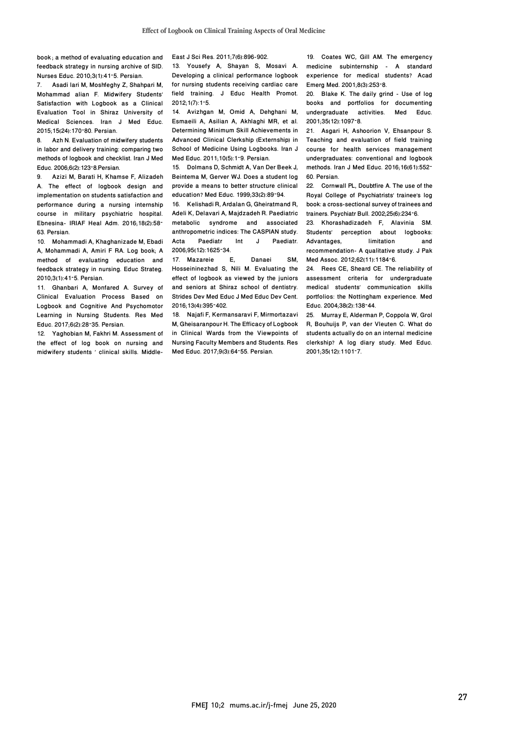book; a method of evaluating education and feedback strategy in nursing archive of SID. Nurses Educ. 2010;3(1):41-5. Persian.

7. Asadi lari M, Moshfeghy Z, Shahpari M, Mohammad alian F. Midwifery Students' Satisfaction with Logbook as a Clinical Evaluation Tool in Shiraz University of Medical Sciences. Iran J Med Educ. 2015;15(24):170-80. Persian.

8. Azh N. Evaluation of midwifery students in labor and delivery training: comparing two methods of logbook and checklist. Iran J Med Educ. 2006;6(2):123-8.Persian.

9. Azizi M, Barati H, Khamse F, Alizadeh A. The effect of logbook design and implementation on students satisfaction and performance during a nursing internship course in military psychiatric hospital. Ebnesina- IRIAF Heal Adm. 2016;18(2):58-63. Persian.

10. Mohammadi A, Khaghanizade M, Ebadi A, Mohammadi A, Amiri F RA. Log book; A method of evaluating education and feedback strategy in nursing. Educ Strateg. 2010;3(1):41-5. Persian.

11. Ghanbari A, Monfared A. Survey of Clinical Evaluation Process Based on Logbook and Cognitive And Psychomotor Learning in Nursing Students. Res Med Educ. 2017;6(2):28-35. Persian.

12. Yaghobian M, Fakhri M. Assessment of the effect of log book on nursing and midwifery students ' clinical skills. Middle-East J Sci Res. 2011;7(6):896-902.

13. Yousefy A, Shayan S, Mosavi A. Developing a clinical performance logbook for nursing students receiving cardiac care field training. J Educ Health Promot. 2012;1(7):1-5.

14. Avizhgan M, Omid A, Dehghani M, Esmaeili A, Asilian A, Akhlaghi MR, et al. Determining Minimum Skill Achievements in Advanced Clinical Clerkship (Externship) in School of Medicine Using Logbooks. Iran J Med Educ. 2011;10(5):1-9. Persian.

15. Dolmans D, Schmidt A, Van Der Beek J, Beintema M, Gerver WJ. Does a student log provide a means to better structure clinical education? Med Educ. 1999;33(2):89-94.

16. Kelishadi R, Ardalan G, Gheiratmand R, Adeli K, Delavari A, Majdzadeh R. Paediatric metabolic syndrome and associated anthropometric indices: The CASPIAN study. Acta Paediatr Int J Paediatr. 2006;95(12):1625-34.

17. Mazareie E, Danaei SM, Hosseininezhad S, Nili M. Evaluating the effect of logbook as viewed by the juniors and seniors at Shiraz school of dentistry. Strides Dev Med Educ J Med Educ Dev Cent. 2016;13(4):395-402.

18. Najafi F, Kermansaravi F, Mirmortazavi M, Gheisaranpour H. The Efficacy of Logbook in Clinical Wards from the Viewpoints of Nursing Faculty Members and Students. Res Med Educ. 2017;9(3):64-55. Persian.

19. Coates WC, Gill AM. The emergency medicine subinternship - A standard experience for medical students? Acad Emerg Med. 2001;8(3):253-8.

20. Blake K. The daily grind - Use of log books and portfolios for documenting undergraduate activities. Med Educ. 2001;35(12):1097-8.

21. Asgari H, Ashoorion V, Ehsanpour S. Teaching and evaluation of field training course for health services management undergraduates: conventional and logbook methods. Iran J Med Educ. 2016;16(61):552-60. Persian.

22. Cornwall PL, Doubtfire A. The use of the Royal College of Psychiatrists' trainee's log book: a cross-sectional survey of trainees and trainers. Psychiatr Bull. 2002;25(6):234-6.

23. Khorashadizadeh F, Alavinia SM. Students' perception about logbooks: Advantages, limitation and recommendation- A qualitative study. J Pak Med Assoc. 2012;62(11):1184-6.

24. Rees CE, Sheard CE. The reliability of assessment criteria for undergraduate medical students' communication skills portfolios: the Nottingham experience. Med Educ. 2004;38(2):138-44.

25. Murray E, Alderman P, Coppola W, Grol R, Bouhuijs P, van der Vleuten C. What do students actually do on an internal medicine clerkship? A log diary study. Med Educ. 2001;35(12):1101-7.